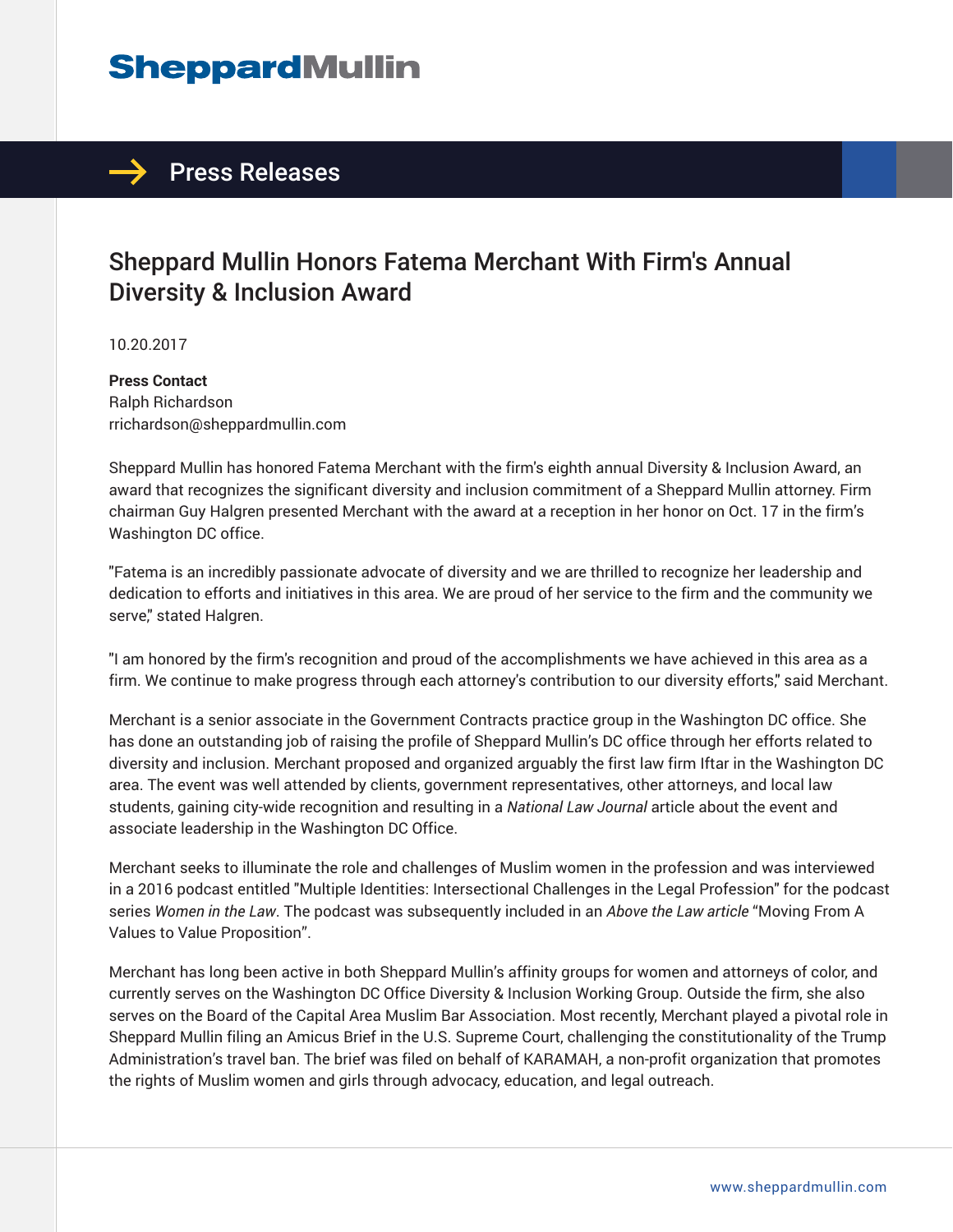# Sheppard Mullin

## Press Releases

# Sheppard Mullin Honors Fatema Merchant With Firm's Annual Diversity & Inclusion Award

10.20.2017

**Press Contact**
Ralph Richardson
rrichardson@sheppardmullin.com

Sheppard Mullin has honored Fatema Merchant with the firm's eighth annual Diversity & Inclusion Award, an award that recognizes the significant diversity and inclusion commitment of a Sheppard Mullin attorney. Firm chairman Guy Halgren presented Merchant with the award at a reception in her honor on Oct. 17 in the firm's Washington DC office.

"Fatema is an incredibly passionate advocate of diversity and we are thrilled to recognize her leadership and dedication to efforts and initiatives in this area. We are proud of her service to the firm and the community we serve," stated Halgren.

"I am honored by the firm's recognition and proud of the accomplishments we have achieved in this area as a firm. We continue to make progress through each attorney's contribution to our diversity efforts," said Merchant.

Merchant is a senior associate in the Government Contracts practice group in the Washington DC office. She has done an outstanding job of raising the profile of Sheppard Mullin's DC office through her efforts related to diversity and inclusion. Merchant proposed and organized arguably the first law firm Iftar in the Washington DC area. The event was well attended by clients, government representatives, other attorneys, and local law students, gaining city-wide recognition and resulting in a *National Law Journal* article about the event and associate leadership in the Washington DC Office.

Merchant seeks to illuminate the role and challenges of Muslim women in the profession and was interviewed in a 2016 podcast entitled "Multiple Identities: Intersectional Challenges in the Legal Profession" for the podcast series *Women in the Law*. The podcast was subsequently included in an *Above the Law article* "Moving From A Values to Value Proposition".

Merchant has long been active in both Sheppard Mullin's affinity groups for women and attorneys of color, and currently serves on the Washington DC Office Diversity & Inclusion Working Group. Outside the firm, she also serves on the Board of the Capital Area Muslim Bar Association. Most recently, Merchant played a pivotal role in Sheppard Mullin filing an Amicus Brief in the U.S. Supreme Court, challenging the constitutionality of the Trump Administration's travel ban. The brief was filed on behalf of KARAMAH, a non-profit organization that promotes the rights of Muslim women and girls through advocacy, education, and legal outreach.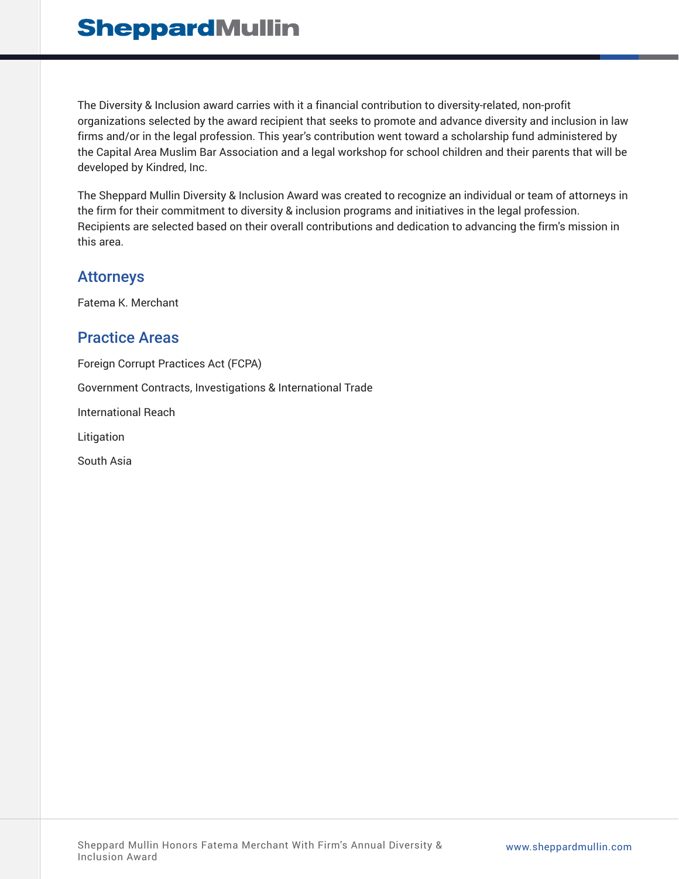The Diversity & Inclusion award carries with it a financial contribution to diversity-related, non-profit organizations selected by the award recipient that seeks to promote and advance diversity and inclusion in law firms and/or in the legal profession. This year's contribution went toward a scholarship fund administered by the Capital Area Muslim Bar Association and a legal workshop for school children and their parents that will be developed by Kindred, Inc.

The Sheppard Mullin Diversity & Inclusion Award was created to recognize an individual or team of attorneys in the firm for their commitment to diversity & inclusion programs and initiatives in the legal profession. Recipients are selected based on their overall contributions and dedication to advancing the firm's mission in this area.

## Attorneys

Fatema K. Merchant

## Practice Areas

Foreign Corrupt Practices Act (FCPA)

Government Contracts, Investigations & International Trade

International Reach

Litigation

South Asia